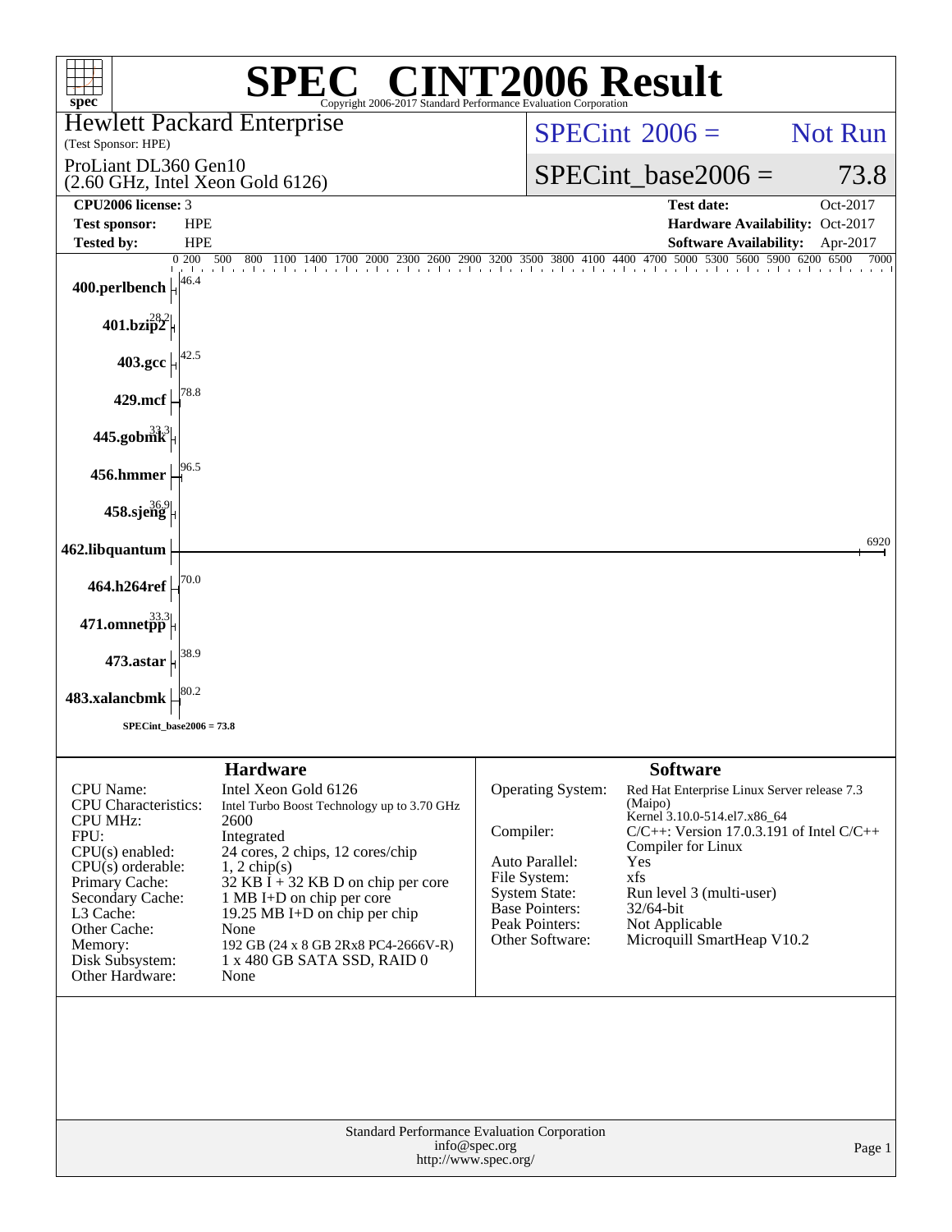# SPEC® CINT2006 Result

Copyright 2006-2017 Standard Performance Evaluation Corporation

**Hewlett Packard Enterprise**
(Test Sponsor: HPE)

ProLiant DL360 Gen10
(2.60 GHz, Intel Xeon Gold 6126)

SPECint 2006 = Not Run

SPECint_base2006 = 73.8

| | | | |
|---|---|---|---|
| **CPU2006 license:** 3 | | **Test date:** | Oct-2017 |
| **Test sponsor:** | HPE | **Hardware Availability:** | Oct-2017 |
| **Tested by:** | HPE | **Software Availability:** | Apr-2017 |

| Benchmark | Base Ratio |
|---|---|
| 400.perlbench | 46.4 |
| 401.bzip2 | 28.2 |
| 403.gcc | 42.5 |
| 429.mcf | 78.8 |
| 445.gobmk | 33.3 |
| 456.hmmer | 96.5 |
| 458.sjeng | 36.9 |
| 462.libquantum | 6920 |
| 464.h264ref | 70.0 |
| 471.omnetpp | 33.3 |
| 473.astar | 38.9 |
| 483.xalancbmk | 80.2 |

SPECint_base2006 = 73.8

## Hardware

| | |
|---|---|
| CPU Name: | Intel Xeon Gold 6126 |
| CPU Characteristics: | Intel Turbo Boost Technology up to 3.70 GHz |
| CPU MHz: | 2600 |
| FPU: | Integrated |
| CPU(s) enabled: | 24 cores, 2 chips, 12 cores/chip |
| CPU(s) orderable: | 1, 2 chip(s) |
| Primary Cache: | 32 KB I + 32 KB D on chip per core |
| Secondary Cache: | 1 MB I+D on chip per core |
| L3 Cache: | 19.25 MB I+D on chip per chip |
| Other Cache: | None |
| Memory: | 192 GB (24 x 8 GB 2Rx8 PC4-2666V-R) |
| Disk Subsystem: | 1 x 480 GB SATA SSD, RAID 0 |
| Other Hardware: | None |

## Software

| | |
|---|---|
| Operating System: | Red Hat Enterprise Linux Server release 7.3 (Maipo) Kernel 3.10.0-514.el7.x86_64 |
| Compiler: | C/C++: Version 17.0.3.191 of Intel C/C++ Compiler for Linux |
| Auto Parallel: | Yes |
| File System: | xfs |
| System State: | Run level 3 (multi-user) |
| Base Pointers: | 32/64-bit |
| Peak Pointers: | Not Applicable |
| Other Software: | Microquill SmartHeap V10.2 |

Standard Performance Evaluation Corporation
info@spec.org
http://www.spec.org/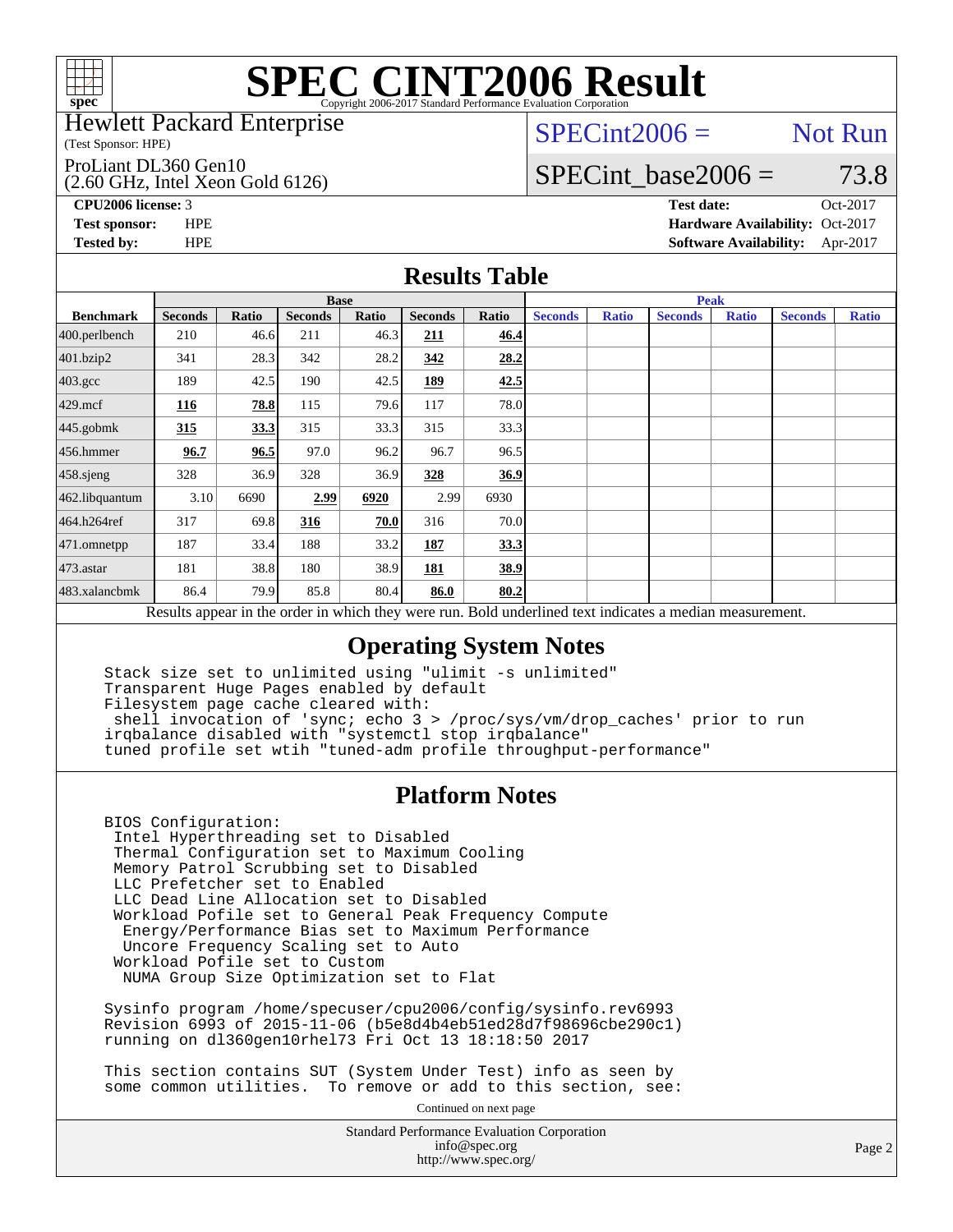# SPEC CINT2006 Result

Copyright 2006-2017 Standard Performance Evaluation Corporation

Hewlett Packard Enterprise
(Test Sponsor: HPE)

ProLiant DL360 Gen10
(2.60 GHz, Intel Xeon Gold 6126)

SPECint2006 = Not Run

SPECint_base2006 = 73.8

**CPU2006 license:** 3
**Test sponsor:** HPE
**Tested by:** HPE

**Test date:** Oct-2017
**Hardware Availability:** Oct-2017
**Software Availability:** Apr-2017

## Results Table

| Benchmark | Base | | | | | | Peak | | | | | |
|---|---|---|---|---|---|---|---|---|---|---|---|---|
| | Seconds | Ratio | Seconds | Ratio | Seconds | Ratio | Seconds | Ratio | Seconds | Ratio | Seconds | Ratio |
| 400.perlbench | 210 | 46.6 | 211 | 46.3 | **211** | **46.4** | | | | | | |
| 401.bzip2 | 341 | 28.3 | 342 | 28.2 | **342** | **28.2** | | | | | | |
| 403.gcc | 189 | 42.5 | 190 | 42.5 | **189** | **42.5** | | | | | | |
| 429.mcf | **116** | **78.8** | 115 | 79.6 | 117 | 78.0 | | | | | | |
| 445.gobmk | **315** | **33.3** | 315 | 33.3 | 315 | 33.3 | | | | | | |
| 456.hmmer | **96.7** | **96.5** | 97.0 | 96.2 | 96.7 | 96.5 | | | | | | |
| 458.sjeng | 328 | 36.9 | 328 | 36.9 | **328** | **36.9** | | | | | | |
| 462.libquantum | 3.10 | 6690 | **2.99** | **6920** | 2.99 | 6930 | | | | | | |
| 464.h264ref | 317 | 69.8 | **316** | **70.0** | 316 | 70.0 | | | | | | |
| 471.omnetpp | 187 | 33.4 | 188 | 33.2 | **187** | **33.3** | | | | | | |
| 473.astar | 181 | 38.8 | 180 | 38.9 | **181** | **38.9** | | | | | | |
| 483.xalancbmk | 86.4 | 79.9 | 85.8 | 80.4 | **86.0** | **80.2** | | | | | | |

Results appear in the order in which they were run. Bold underlined text indicates a median measurement.

## Operating System Notes

```
Stack size set to unlimited using "ulimit -s unlimited"
Transparent Huge Pages enabled by default
Filesystem page cache cleared with:
 shell invocation of 'sync; echo 3 > /proc/sys/vm/drop_caches' prior to run
irqbalance disabled with "systemctl stop irqbalance"
tuned profile set wtih "tuned-adm profile throughput-performance"
```

## Platform Notes

```
BIOS Configuration:
 Intel Hyperthreading set to Disabled
 Thermal Configuration set to Maximum Cooling
 Memory Patrol Scrubbing set to Disabled
 LLC Prefetcher set to Enabled
 LLC Dead Line Allocation set to Disabled
 Workload Pofile set to General Peak Frequency Compute
  Energy/Performance Bias set to Maximum Performance
  Uncore Frequency Scaling set to Auto
 Workload Pofile set to Custom
  NUMA Group Size Optimization set to Flat

Sysinfo program /home/specuser/cpu2006/config/sysinfo.rev6993
Revision 6993 of 2015-11-06 (b5e8d4b4eb51ed28d7f98696cbe290c1)
running on dl360gen10rhel73 Fri Oct 13 18:18:50 2017

This section contains SUT (System Under Test) info as seen by
some common utilities.  To remove or add to this section, see:
```

Continued on next page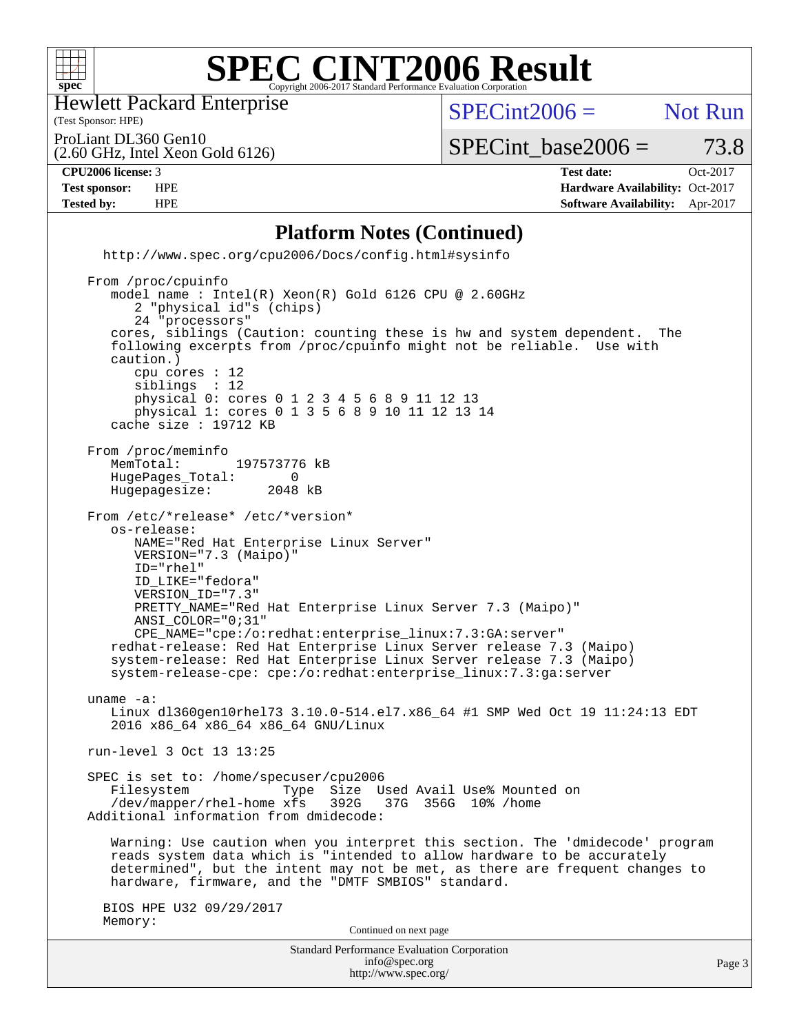# SPEC CINT2006 Result

Copyright 2006-2017 Standard Performance Evaluation Corporation

Hewlett Packard Enterprise
(Test Sponsor: HPE)

ProLiant DL360 Gen10
(2.60 GHz, Intel Xeon Gold 6126)

SPECint2006 = Not Run

SPECint_base2006 = 73.8

| | | | |
|---|---|---|---|
| **CPU2006 license:** 3 | | **Test date:** | Oct-2017 |
| **Test sponsor:** | HPE | **Hardware Availability:** | Oct-2017 |
| **Tested by:** | HPE | **Software Availability:** | Apr-2017 |

## Platform Notes (Continued)

```
  http://www.spec.org/cpu2006/Docs/config.html#sysinfo

From /proc/cpuinfo
   model name : Intel(R) Xeon(R) Gold 6126 CPU @ 2.60GHz
      2 "physical id"s (chips)
      24 "processors"
   cores, siblings (Caution: counting these is hw and system dependent.  The
   following excerpts from /proc/cpuinfo might not be reliable.  Use with
   caution.)
      cpu cores : 12
      siblings  : 12
      physical 0: cores 0 1 2 3 4 5 6 8 9 11 12 13
      physical 1: cores 0 1 3 5 6 8 9 10 11 12 13 14
   cache size : 19712 KB

From /proc/meminfo
   MemTotal:       197573776 kB
   HugePages_Total:       0
   Hugepagesize:       2048 kB

From /etc/*release* /etc/*version*
   os-release:
      NAME="Red Hat Enterprise Linux Server"
      VERSION="7.3 (Maipo)"
      ID="rhel"
      ID_LIKE="fedora"
      VERSION_ID="7.3"
      PRETTY_NAME="Red Hat Enterprise Linux Server 7.3 (Maipo)"
      ANSI_COLOR="0;31"
      CPE_NAME="cpe:/o:redhat:enterprise_linux:7.3:GA:server"
   redhat-release: Red Hat Enterprise Linux Server release 7.3 (Maipo)
   system-release: Red Hat Enterprise Linux Server release 7.3 (Maipo)
   system-release-cpe: cpe:/o:redhat:enterprise_linux:7.3:ga:server

uname -a:
   Linux dl360gen10rhel73 3.10.0-514.el7.x86_64 #1 SMP Wed Oct 19 11:24:13 EDT
   2016 x86_64 x86_64 x86_64 GNU/Linux

run-level 3 Oct 13 13:25

SPEC is set to: /home/specuser/cpu2006
   Filesystem            Type  Size  Used Avail Use% Mounted on
   /dev/mapper/rhel-home xfs   392G   37G  356G  10% /home
Additional information from dmidecode:

   Warning: Use caution when you interpret this section. The 'dmidecode' program
   reads system data which is "intended to allow hardware to be accurately
   determined", but the intent may not be met, as there are frequent changes to
   hardware, firmware, and the "DMTF SMBIOS" standard.

  BIOS HPE U32 09/29/2017
  Memory:
```

Continued on next page

Standard Performance Evaluation Corporation
info@spec.org
http://www.spec.org/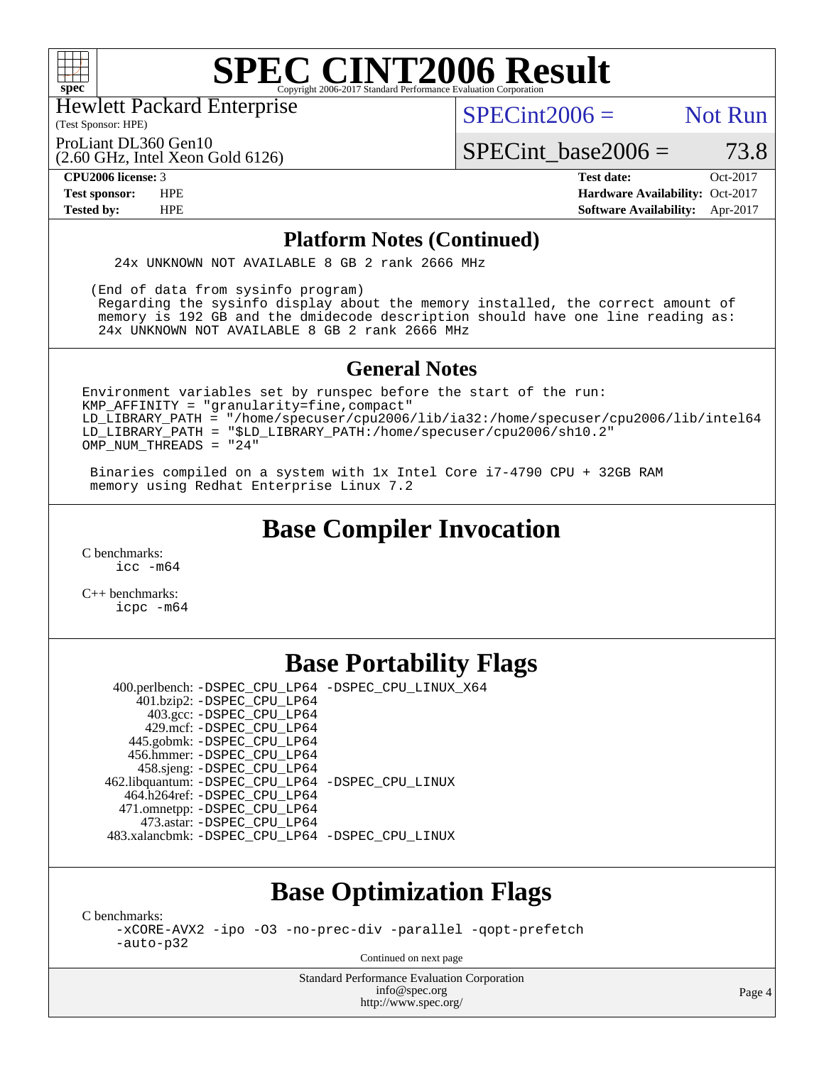# SPEC CINT2006 Result

Copyright 2006-2017 Standard Performance Evaluation Corporation

Hewlett Packard Enterprise
(Test Sponsor: HPE)

ProLiant DL360 Gen10
(2.60 GHz, Intel Xeon Gold 6126)

SPECint2006 = Not Run

SPECint_base2006 = 73.8

| | | | |
|---|---|---|---|
| **CPU2006 license:** | 3 | **Test date:** | Oct-2017 |
| **Test sponsor:** | HPE | **Hardware Availability:** | Oct-2017 |
| **Tested by:** | HPE | **Software Availability:** | Apr-2017 |

## Platform Notes (Continued)

```
    24x UNKNOWN NOT AVAILABLE 8 GB 2 rank 2666 MHz

 (End of data from sysinfo program)
  Regarding the sysinfo display about the memory installed, the correct amount of
  memory is 192 GB and the dmidecode description should have one line reading as:
  24x UNKNOWN NOT AVAILABLE 8 GB 2 rank 2666 MHz
```

## General Notes

```
Environment variables set by runspec before the start of the run:
KMP_AFFINITY = "granularity=fine,compact"
LD_LIBRARY_PATH = "/home/specuser/cpu2006/lib/ia32:/home/specuser/cpu2006/lib/intel64
LD_LIBRARY_PATH = "$LD_LIBRARY_PATH:/home/specuser/cpu2006/sh10.2"
OMP_NUM_THREADS = "24"

 Binaries compiled on a system with 1x Intel Core i7-4790 CPU + 32GB RAM
 memory using Redhat Enterprise Linux 7.2
```

## Base Compiler Invocation

C benchmarks:
```
icc -m64
```

C++ benchmarks:
```
icpc -m64
```

## Base Portability Flags

| Benchmark | Flags |
|---|---|
| 400.perlbench: | -DSPEC_CPU_LP64 -DSPEC_CPU_LINUX_X64 |
| 401.bzip2: | -DSPEC_CPU_LP64 |
| 403.gcc: | -DSPEC_CPU_LP64 |
| 429.mcf: | -DSPEC_CPU_LP64 |
| 445.gobmk: | -DSPEC_CPU_LP64 |
| 456.hmmer: | -DSPEC_CPU_LP64 |
| 458.sjeng: | -DSPEC_CPU_LP64 |
| 462.libquantum: | -DSPEC_CPU_LP64 -DSPEC_CPU_LINUX |
| 464.h264ref: | -DSPEC_CPU_LP64 |
| 471.omnetpp: | -DSPEC_CPU_LP64 |
| 473.astar: | -DSPEC_CPU_LP64 |
| 483.xalancbmk: | -DSPEC_CPU_LP64 -DSPEC_CPU_LINUX |

## Base Optimization Flags

C benchmarks:
```
-xCORE-AVX2 -ipo -O3 -no-prec-div -parallel -qopt-prefetch
-auto-p32
```

Continued on next page

Standard Performance Evaluation Corporation
info@spec.org
http://www.spec.org/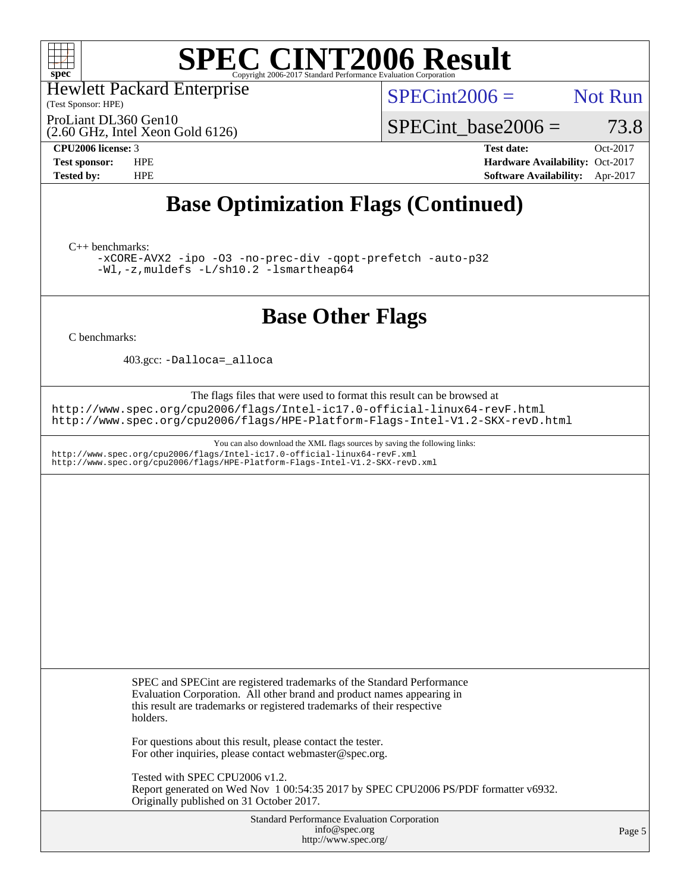# SPEC CINT2006 Result

Copyright 2006-2017 Standard Performance Evaluation Corporation

Hewlett Packard Enterprise
(Test Sponsor: HPE)

ProLiant DL360 Gen10
(2.60 GHz, Intel Xeon Gold 6126)

SPECint2006 = Not Run

SPECint_base2006 = 73.8

**CPU2006 license:** 3
**Test sponsor:** HPE
**Tested by:** HPE

**Test date:** Oct-2017
**Hardware Availability:** Oct-2017
**Software Availability:** Apr-2017

## Base Optimization Flags (Continued)

C++ benchmarks:

```
-xCORE-AVX2 -ipo -O3 -no-prec-div -qopt-prefetch -auto-p32
-Wl,-z,muldefs -L/sh10.2 -lsmartheap64
```

## Base Other Flags

C benchmarks:

403.gcc: `-Dalloca=_alloca`

The flags files that were used to format this result can be browsed at
http://www.spec.org/cpu2006/flags/Intel-ic17.0-official-linux64-revF.html
http://www.spec.org/cpu2006/flags/HPE-Platform-Flags-Intel-V1.2-SKX-revD.html

You can also download the XML flags sources by saving the following links:
http://www.spec.org/cpu2006/flags/Intel-ic17.0-official-linux64-revF.xml
http://www.spec.org/cpu2006/flags/HPE-Platform-Flags-Intel-V1.2-SKX-revD.xml

SPEC and SPECint are registered trademarks of the Standard Performance Evaluation Corporation. All other brand and product names appearing in this result are trademarks or registered trademarks of their respective holders.

For questions about this result, please contact the tester.
For other inquiries, please contact webmaster@spec.org.

Tested with SPEC CPU2006 v1.2.
Report generated on Wed Nov 1 00:54:35 2017 by SPEC CPU2006 PS/PDF formatter v6932.
Originally published on 31 October 2017.

Standard Performance Evaluation Corporation
info@spec.org
http://www.spec.org/